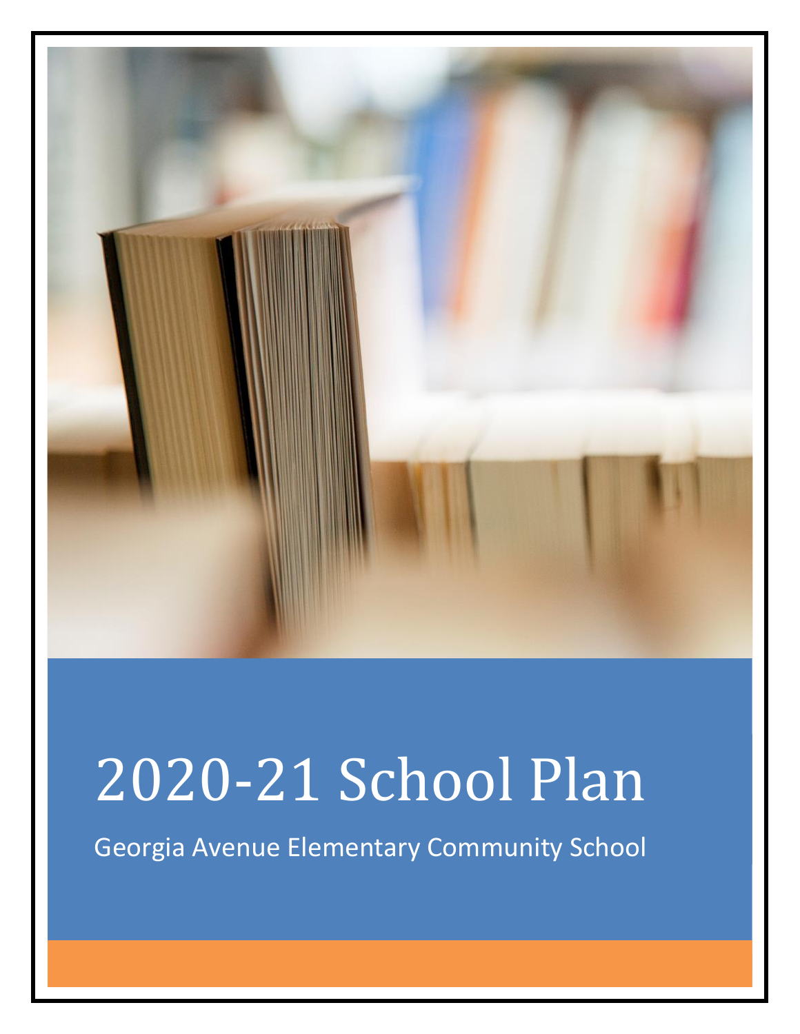# 2020-21 School Plan

Georgia Avenue Elementary Community School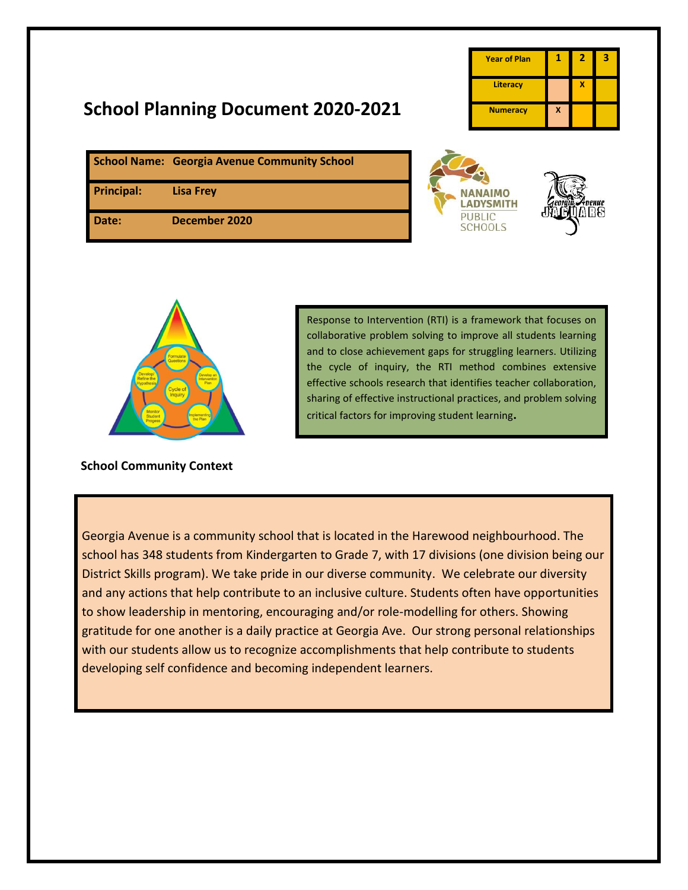| Year of Plan | 1 | 2 | 3 |
|---|---|---|---|
| Literacy | | X | |
| Numeracy | X | | |

# School Planning Document 2020-2021

| | |
|---|---|
| **School Name:** | **Georgia Avenue Community School** |
| **Principal:** | **Lisa Frey** |
| **Date:** | **December 2020** |

Response to Intervention (RTI) is a framework that focuses on collaborative problem solving to improve all students learning and to close achievement gaps for struggling learners. Utilizing the cycle of inquiry, the RTI method combines extensive effective schools research that identifies teacher collaboration, sharing of effective instructional practices, and problem solving critical factors for improving student learning.

**School Community Context**

Georgia Avenue is a community school that is located in the Harewood neighbourhood. The school has 348 students from Kindergarten to Grade 7, with 17 divisions (one division being our District Skills program). We take pride in our diverse community. We celebrate our diversity and any actions that help contribute to an inclusive culture. Students often have opportunities to show leadership in mentoring, encouraging and/or role-modelling for others. Showing gratitude for one another is a daily practice at Georgia Ave. Our strong personal relationships with our students allow us to recognize accomplishments that help contribute to students developing self confidence and becoming independent learners.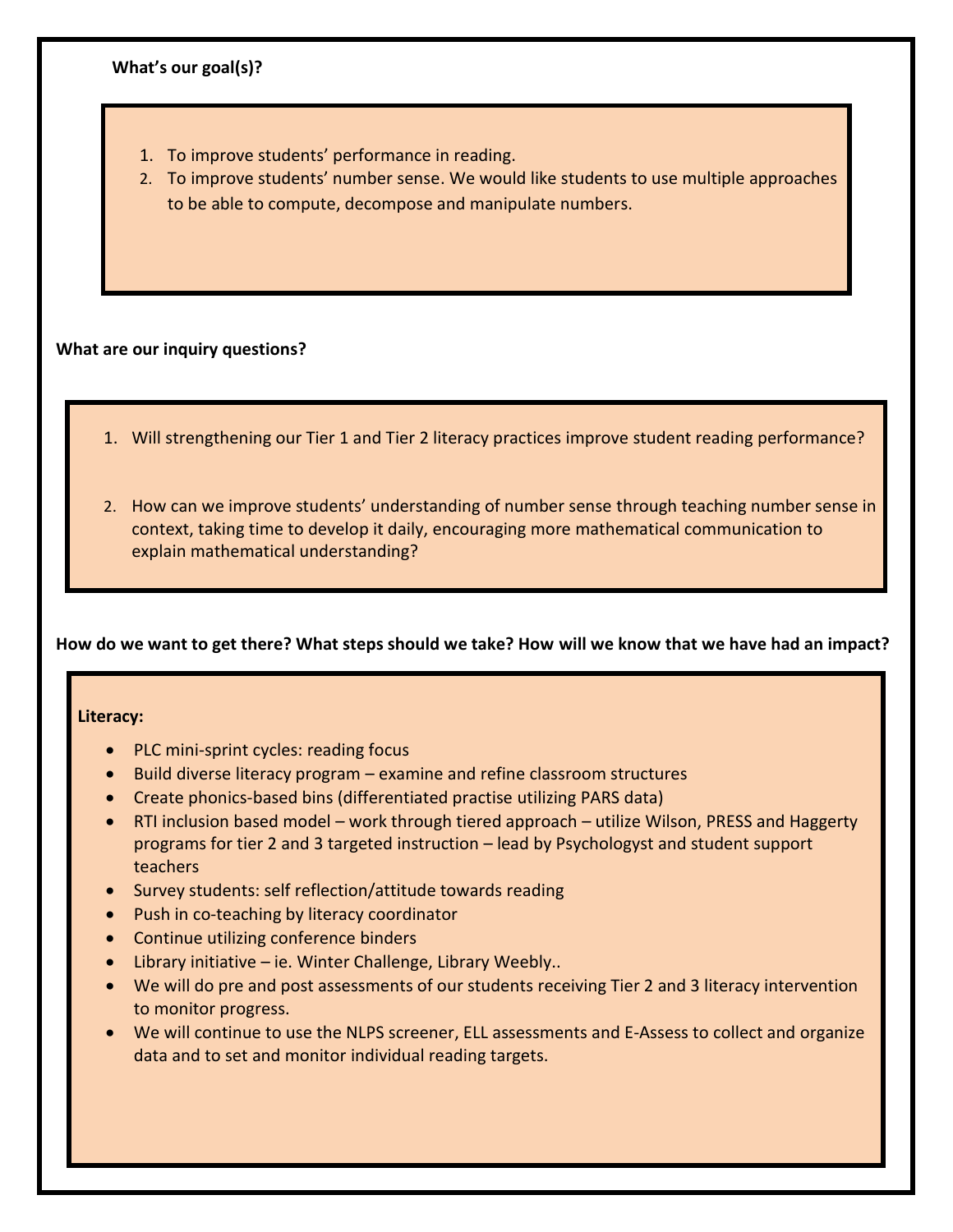**What's our goal(s)?**

1. To improve students' performance in reading.
2. To improve students' number sense. We would like students to use multiple approaches to be able to compute, decompose and manipulate numbers.

**What are our inquiry questions?**

1. Will strengthening our Tier 1 and Tier 2 literacy practices improve student reading performance?
2. How can we improve students' understanding of number sense through teaching number sense in context, taking time to develop it daily, encouraging more mathematical communication to explain mathematical understanding?

**How do we want to get there? What steps should we take? How will we know that we have had an impact?**

**Literacy:**

- PLC mini-sprint cycles: reading focus
- Build diverse literacy program – examine and refine classroom structures
- Create phonics-based bins (differentiated practise utilizing PARS data)
- RTI inclusion based model – work through tiered approach – utilize Wilson, PRESS and Haggerty programs for tier 2 and 3 targeted instruction – lead by Psychologyst and student support teachers
- Survey students: self reflection/attitude towards reading
- Push in co-teaching by literacy coordinator
- Continue utilizing conference binders
- Library initiative – ie. Winter Challenge, Library Weebly..
- We will do pre and post assessments of our students receiving Tier 2 and 3 literacy intervention to monitor progress.
- We will continue to use the NLPS screener, ELL assessments and E-Assess to collect and organize data and to set and monitor individual reading targets.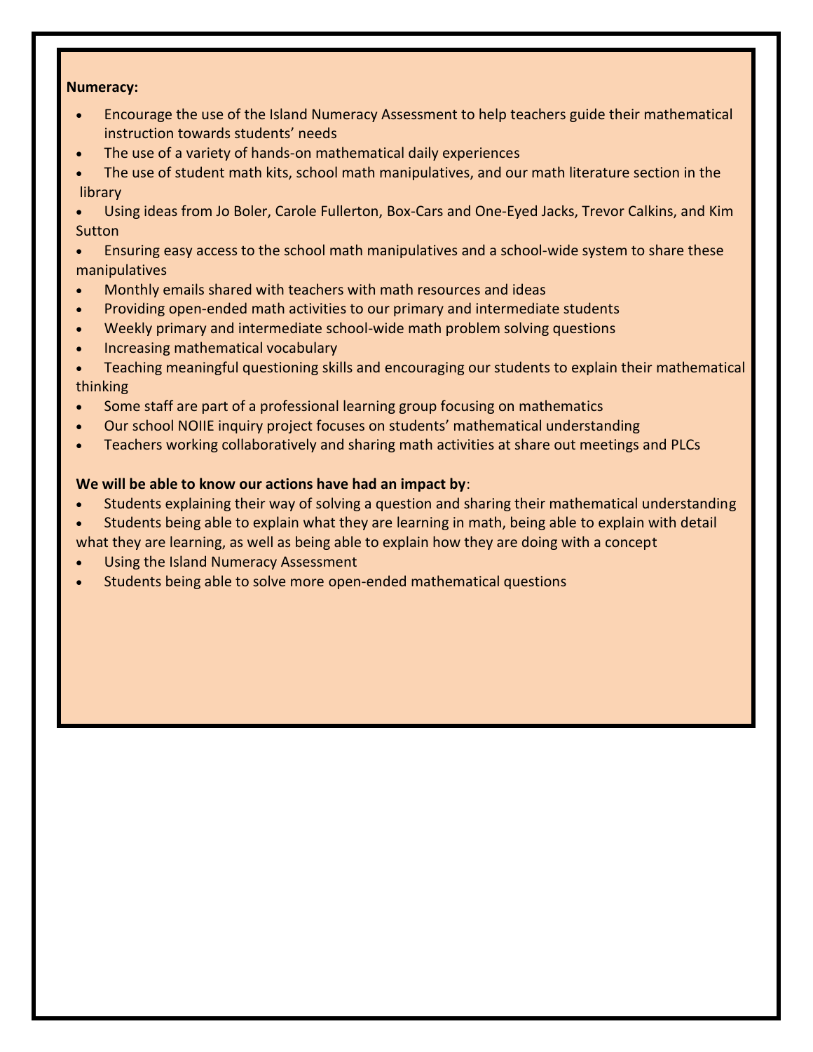**Numeracy:**

- Encourage the use of the Island Numeracy Assessment to help teachers guide their mathematical instruction towards students' needs
- The use of a variety of hands-on mathematical daily experiences
- The use of student math kits, school math manipulatives, and our math literature section in the library
- Using ideas from Jo Boler, Carole Fullerton, Box-Cars and One-Eyed Jacks, Trevor Calkins, and Kim Sutton
- Ensuring easy access to the school math manipulatives and a school-wide system to share these manipulatives
- Monthly emails shared with teachers with math resources and ideas
- Providing open-ended math activities to our primary and intermediate students
- Weekly primary and intermediate school-wide math problem solving questions
- Increasing mathematical vocabulary
- Teaching meaningful questioning skills and encouraging our students to explain their mathematical thinking
- Some staff are part of a professional learning group focusing on mathematics
- Our school NOIIE inquiry project focuses on students' mathematical understanding
- Teachers working collaboratively and sharing math activities at share out meetings and PLCs

**We will be able to know our actions have had an impact by**:

- Students explaining their way of solving a question and sharing their mathematical understanding
- Students being able to explain what they are learning in math, being able to explain with detail what they are learning, as well as being able to explain how they are doing with a concept
- Using the Island Numeracy Assessment
- Students being able to solve more open-ended mathematical questions